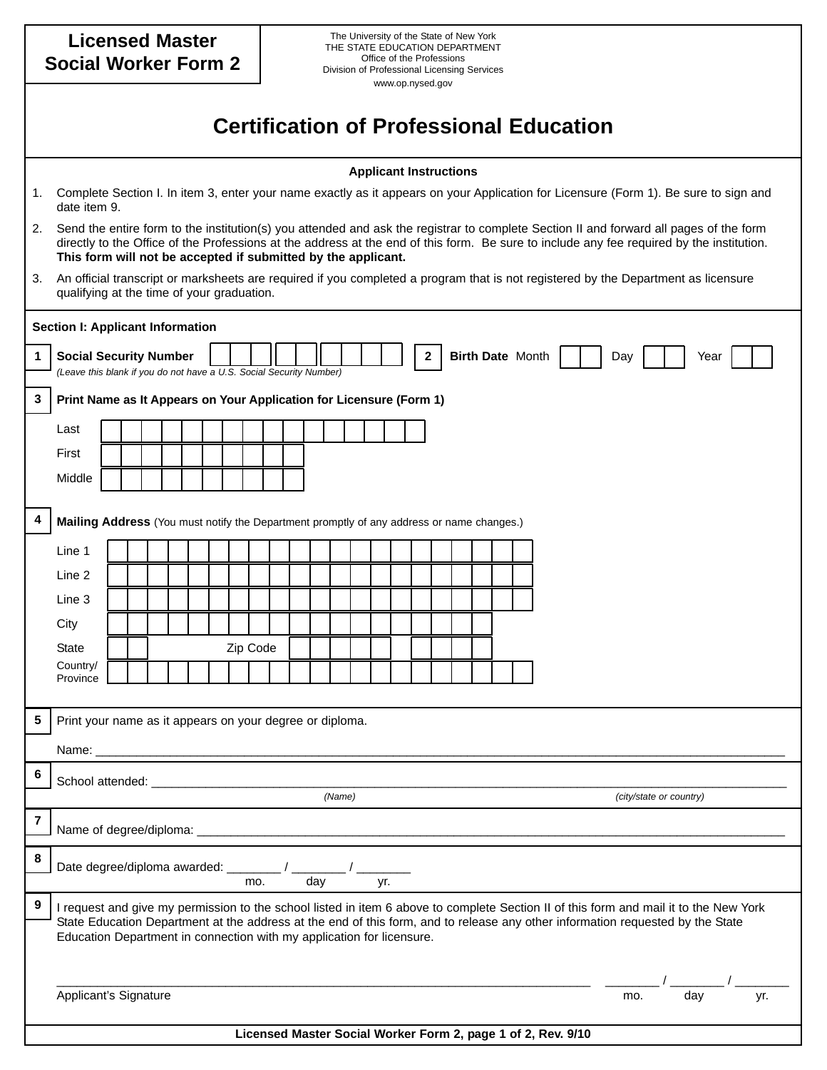# Licensed Master Social Worker Form 2

The University of the State of New York
THE STATE EDUCATION DEPARTMENT
Office of the Professions
Division of Professional Licensing Services
www.op.nysed.gov

## Certification of Professional Education

### Applicant Instructions

1. Complete Section I. In item 3, enter your name exactly as it appears on your Application for Licensure (Form 1). Be sure to sign and date item 9.
2. Send the entire form to the institution(s) you attended and ask the registrar to complete Section II and forward all pages of the form directly to the Office of the Professions at the address at the end of this form. Be sure to include any fee required by the institution. **This form will not be accepted if submitted by the applicant.**
3. An official transcript or marksheets are required if you completed a program that is not registered by the Department as licensure qualifying at the time of your graduation.

### Section I: Applicant Information

**1** **Social Security Number** \_\_\_ \_\_ \_\_\_\_
*(Leave this blank if you do not have a U.S. Social Security Number)*

**2** **Birth Date** Month \_\_ Day \_\_ Year \_\_

**3** **Print Name as It Appears on Your Application for Licensure (Form 1)**

Last \_\_\_\_\_\_\_\_\_\_\_\_\_\_\_\_

First \_\_\_\_\_\_\_\_\_\_

Middle \_\_\_\_\_\_\_\_\_\_

**4** **Mailing Address** (You must notify the Department promptly of any address or name changes.)

Line 1 \_\_\_\_\_\_\_\_\_\_\_\_\_\_\_\_\_\_\_\_\_

Line 2 \_\_\_\_\_\_\_\_\_\_\_\_\_\_\_\_\_\_\_\_\_

Line 3 \_\_\_\_\_\_\_\_\_\_\_\_\_\_\_\_\_\_\_\_\_

City \_\_\_\_\_\_\_\_\_\_\_\_\_\_\_\_\_\_\_

State \_\_ Zip Code \_\_\_\_\_ \_\_\_\_

Country/Province \_\_\_\_\_\_\_\_\_\_\_\_\_\_\_\_\_\_\_\_\_\_

**5** Print your name as it appears on your degree or diploma.

Name: \_\_\_\_\_\_\_\_\_\_\_\_\_\_\_\_\_\_\_\_\_\_\_\_\_\_\_\_\_\_\_\_\_\_\_\_\_\_\_\_\_\_\_\_

**6** School attended: \_\_\_\_\_\_\_\_\_\_\_\_\_\_\_\_\_\_\_\_\_\_\_\_\_\_\_\_\_\_\_\_\_\_\_\_\_\_\_\_\_\_\_\_
*(Name)* *(city/state or country)*

**7** Name of degree/diploma: \_\_\_\_\_\_\_\_\_\_\_\_\_\_\_\_\_\_\_\_\_\_\_\_\_\_\_\_\_\_\_\_\_\_\_\_\_\_\_\_\_\_\_\_

**8** Date degree/diploma awarded: \_\_\_\_\_\_\_\_ / \_\_\_\_\_\_\_\_ / \_\_\_\_\_\_\_\_
mo. day yr.

**9** I request and give my permission to the school listed in item 6 above to complete Section II of this form and mail it to the New York State Education Department at the address at the end of this form, and to release any other information requested by the State Education Department in connection with my application for licensure.

\_\_\_\_\_\_\_\_\_\_\_\_\_\_\_\_\_\_\_\_\_\_\_\_\_\_\_\_\_\_\_\_\_\_\_\_\_\_\_\_ \_\_\_\_\_\_\_\_ / \_\_\_\_\_\_\_\_ / \_\_\_\_\_\_\_\_
Applicant's Signature mo. day yr.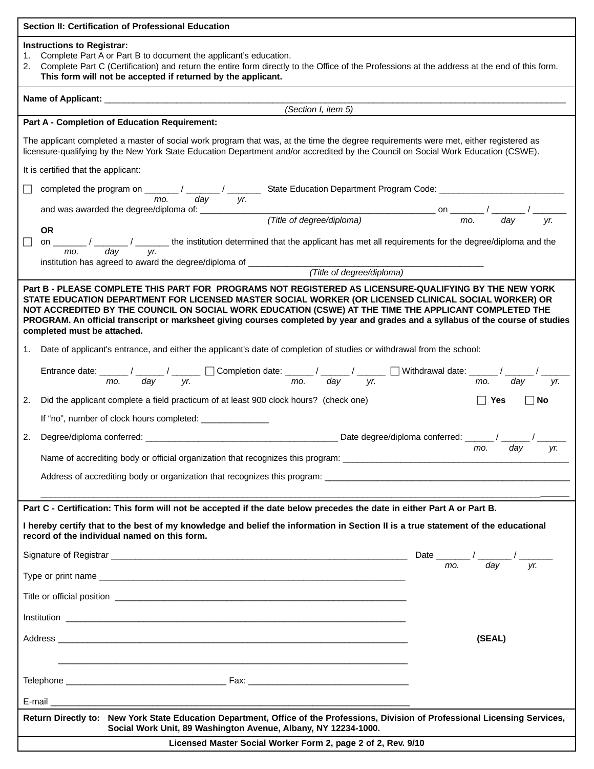## Section II: Certification of Professional Education

**Instructions to Registrar:**

1. Complete Part A or Part B to document the applicant's education.
2. Complete Part C (Certification) and return the entire form directly to the Office of the Professions at the address at the end of this form. **This form will not be accepted if returned by the applicant.**

**Name of Applicant:** ______________________________________________
*(Section I, item 5)*

### Part A - Completion of Education Requirement:

The applicant completed a master of social work program that was, at the time the degree requirements were met, either registered as licensure-qualifying by the New York State Education Department and/or accredited by the Council on Social Work Education (CSWE).

It is certified that the applicant:

☐ completed the program on _______ / _______ / _______ State Education Department Program Code: _________________________
*mo. day yr.*
and was awarded the degree/diploma of: __________________________________________ on _______ / _______ / _______
*(Title of degree/diploma) mo. day yr.*

**OR**

☐ on _______ / _______ / _______ the institution determined that the applicant has met all requirements for the degree/diploma and the
*mo. day yr.*
institution has agreed to award the degree/diploma of ______________________________________________
*(Title of degree/diploma)*

### Part B - PLEASE COMPLETE THIS PART FOR PROGRAMS NOT REGISTERED AS LICENSURE-QUALIFYING BY THE NEW YORK STATE EDUCATION DEPARTMENT FOR LICENSED MASTER SOCIAL WORKER (OR LICENSED CLINICAL SOCIAL WORKER) OR NOT ACCREDITED BY THE COUNCIL ON SOCIAL WORK EDUCATION (CSWE) AT THE TIME THE APPLICANT COMPLETED THE PROGRAM. An official transcript or marksheet giving courses completed by year and grades and a syllabus of the course of studies completed must be attached.

1. Date of applicant's entrance, and either the applicant's date of completion of studies or withdrawal from the school:

   Entrance date: ______ / ______ / ______ ☐ Completion date: ______ / ______ / ______ ☐ Withdrawal date: ______ / ______ / ______
   *mo. day yr. mo. day yr. mo. day yr.*

2. Did the applicant complete a field practicum of at least 900 clock hours? (check one) ☐ **Yes** ☐ **No**

   If "no", number of clock hours completed: ______________

2. Degree/diploma conferred: ________________________________________ Date degree/diploma conferred: ______ / ______ / ______
   *mo. day yr.*

   Name of accrediting body or official organization that recognizes this program: ______________________________________________

   Address of accrediting body or organization that recognizes this program: ______________________________________________

   ______________________________________________________________________________________________

### Part C - Certification: This form will not be accepted if the date below precedes the date in either Part A or Part B.

**I hereby certify that to the best of my knowledge and belief the information in Section II is a true statement of the educational record of the individual named on this form.**

Signature of Registrar ____________________________________________ Date _______ / _______ / _______
*mo. day yr.*

Type or print name ____________________________________________

Title or official position ____________________________________________

Institution ____________________________________________

Address ____________________________________________ **(SEAL)**

____________________________________________

Telephone ______________________________ Fax: ______________________________

E-mail ____________________________________________

**Return Directly to: New York State Education Department, Office of the Professions, Division of Professional Licensing Services, Social Work Unit, 89 Washington Avenue, Albany, NY 12234-1000.**

**Licensed Master Social Worker Form 2, page 2 of 2, Rev. 9/10**